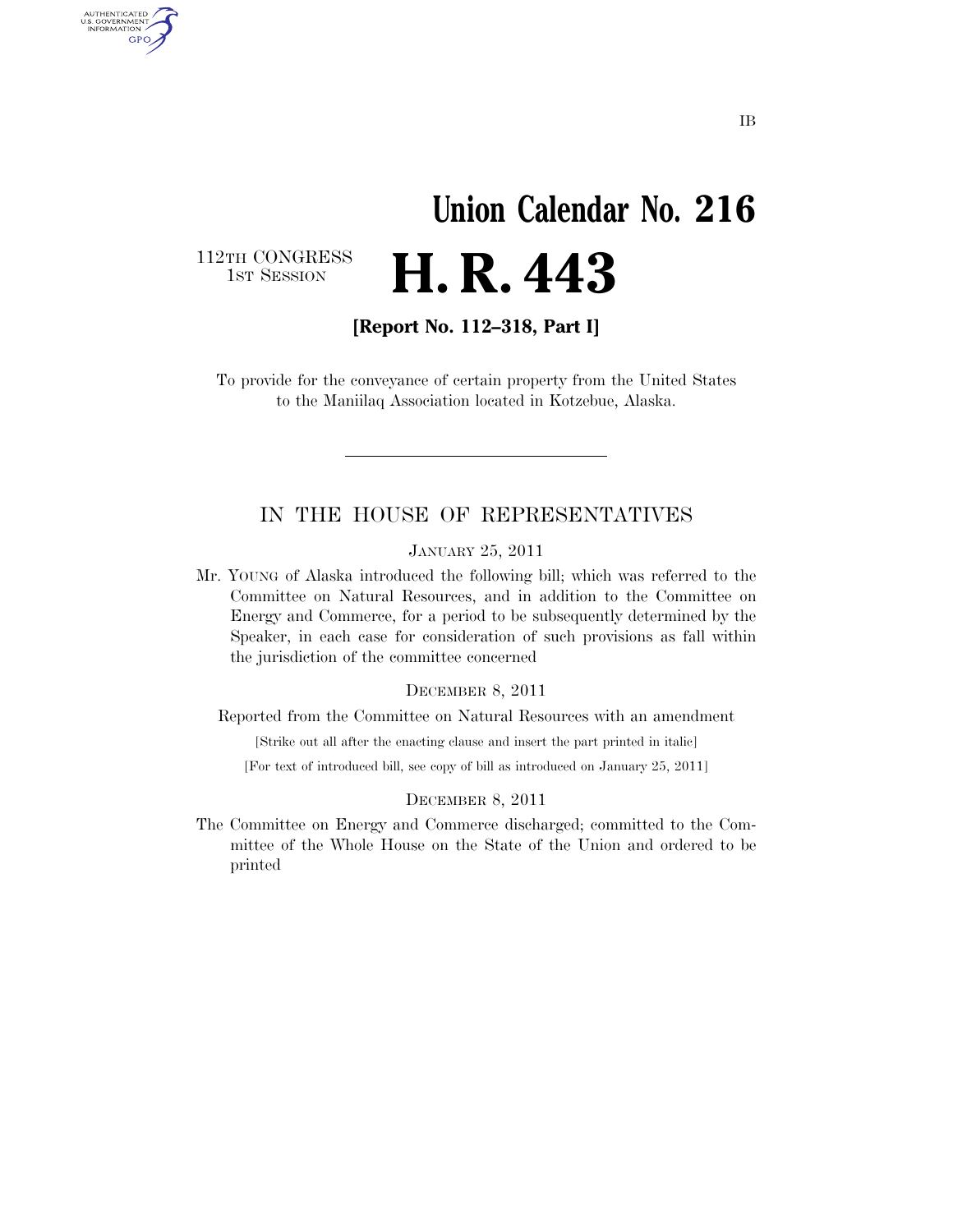IB

# Union Calendar No. 216

112TH CONGRESS
1ST SESSION

# H. R. 443

**[Report No. 112–318, Part I]**

To provide for the conveyance of certain property from the United States to the Maniilaq Association located in Kotzebue, Alaska.

---

## IN THE HOUSE OF REPRESENTATIVES

JANUARY 25, 2011

Mr. YOUNG of Alaska introduced the following bill; which was referred to the Committee on Natural Resources, and in addition to the Committee on Energy and Commerce, for a period to be subsequently determined by the Speaker, in each case for consideration of such provisions as fall within the jurisdiction of the committee concerned

DECEMBER 8, 2011

Reported from the Committee on Natural Resources with an amendment

[Strike out all after the enacting clause and insert the part printed in italic]

[For text of introduced bill, see copy of bill as introduced on January 25, 2011]

DECEMBER 8, 2011

The Committee on Energy and Commerce discharged; committed to the Committee of the Whole House on the State of the Union and ordered to be printed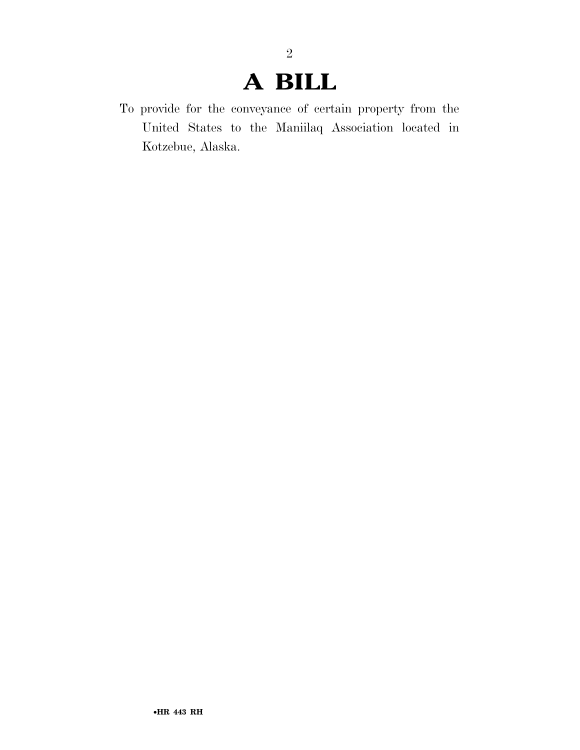# A BILL

To provide for the conveyance of certain property from the United States to the Maniilaq Association located in Kotzebue, Alaska.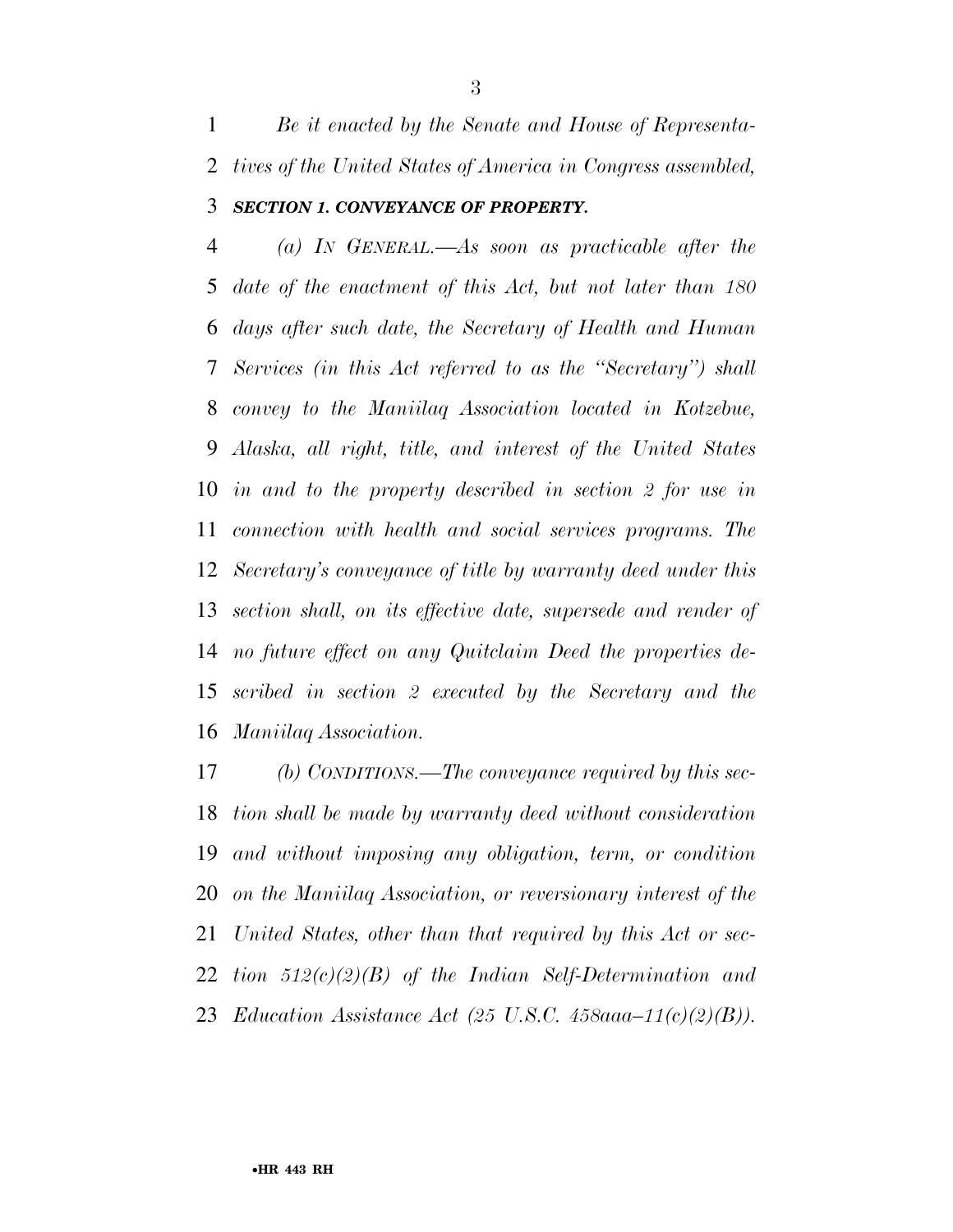*Be it enacted by the Senate and House of Representatives of the United States of America in Congress assembled,*

### ***SECTION 1. CONVEYANCE OF PROPERTY.***

*(a) IN GENERAL.—As soon as practicable after the date of the enactment of this Act, but not later than 180 days after such date, the Secretary of Health and Human Services (in this Act referred to as the "Secretary") shall convey to the Maniilaq Association located in Kotzebue, Alaska, all right, title, and interest of the United States in and to the property described in section 2 for use in connection with health and social services programs. The Secretary's conveyance of title by warranty deed under this section shall, on its effective date, supersede and render of no future effect on any Quitclaim Deed the properties described in section 2 executed by the Secretary and the Maniilaq Association.*

*(b) CONDITIONS.—The conveyance required by this section shall be made by warranty deed without consideration and without imposing any obligation, term, or condition on the Maniilaq Association, or reversionary interest of the United States, other than that required by this Act or section 512(c)(2)(B) of the Indian Self-Determination and Education Assistance Act (25 U.S.C. 458aaa–11(c)(2)(B)).*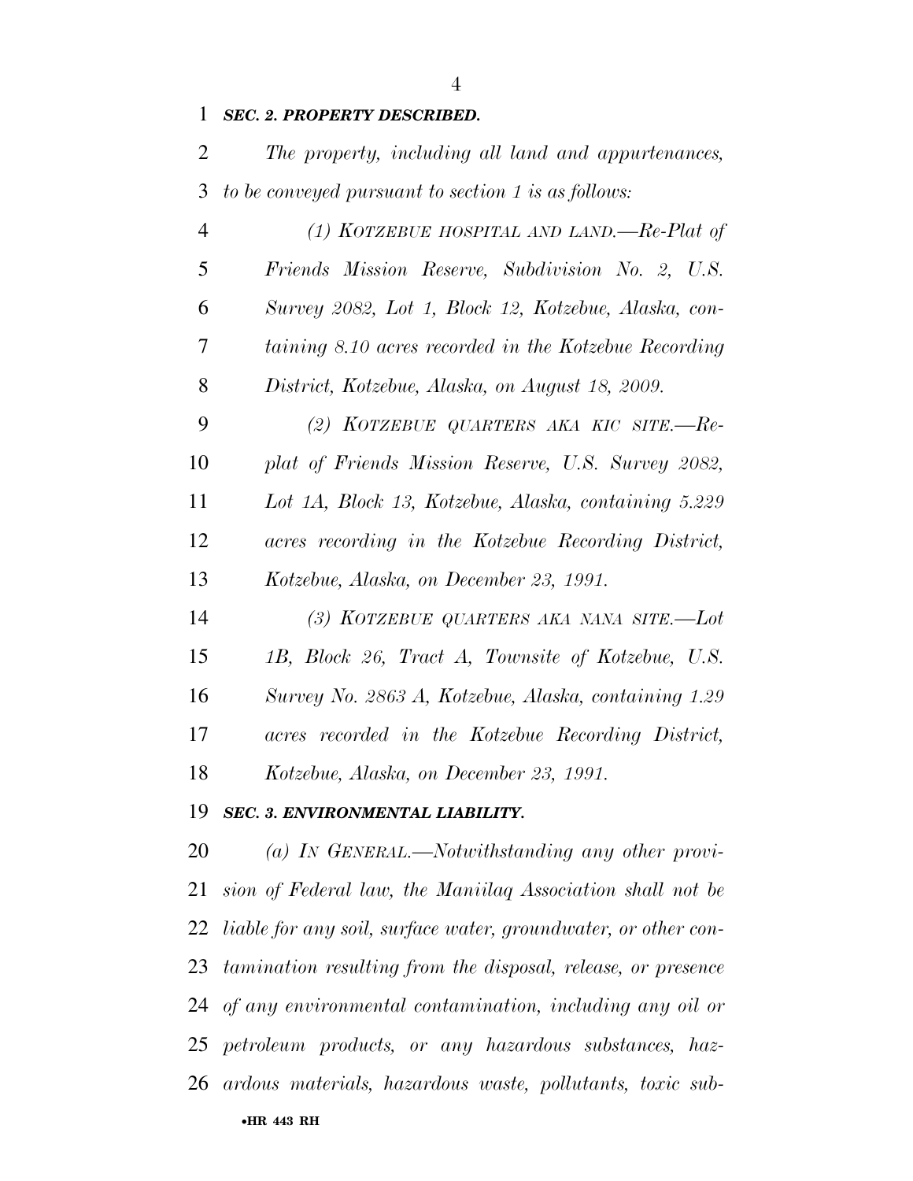***SEC. 2. PROPERTY DESCRIBED.***

*The property, including all land and appurtenances, to be conveyed pursuant to section 1 is as follows:*

*(1) KOTZEBUE HOSPITAL AND LAND.—Re-Plat of Friends Mission Reserve, Subdivision No. 2, U.S. Survey 2082, Lot 1, Block 12, Kotzebue, Alaska, containing 8.10 acres recorded in the Kotzebue Recording District, Kotzebue, Alaska, on August 18, 2009.*

*(2) KOTZEBUE QUARTERS AKA KIC SITE.—Replat of Friends Mission Reserve, U.S. Survey 2082, Lot 1A, Block 13, Kotzebue, Alaska, containing 5.229 acres recording in the Kotzebue Recording District, Kotzebue, Alaska, on December 23, 1991.*

*(3) KOTZEBUE QUARTERS AKA NANA SITE.—Lot 1B, Block 26, Tract A, Townsite of Kotzebue, U.S. Survey No. 2863 A, Kotzebue, Alaska, containing 1.29 acres recorded in the Kotzebue Recording District, Kotzebue, Alaska, on December 23, 1991.*

***SEC. 3. ENVIRONMENTAL LIABILITY.***

*(a) IN GENERAL.—Notwithstanding any other provision of Federal law, the Maniilaq Association shall not be liable for any soil, surface water, groundwater, or other contamination resulting from the disposal, release, or presence of any environmental contamination, including any oil or petroleum products, or any hazardous substances, hazardous materials, hazardous waste, pollutants, toxic sub-*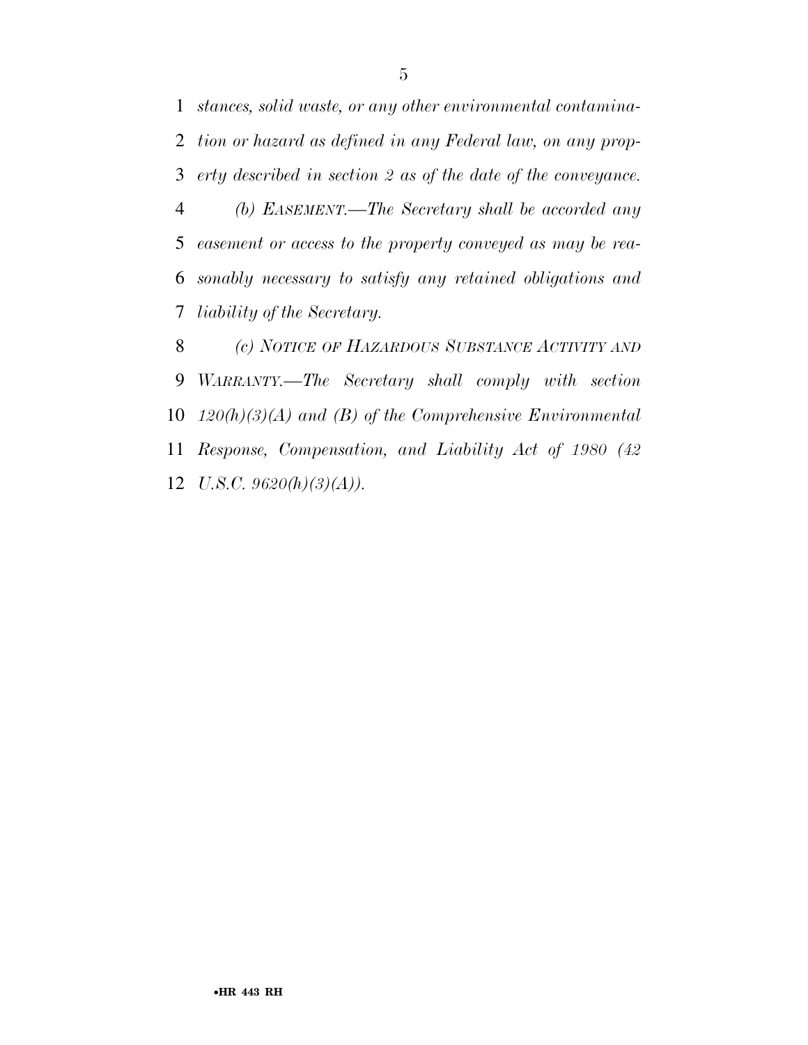*stances, solid waste, or any other environmental contamination or hazard as defined in any Federal law, on any property described in section 2 as of the date of the conveyance.*

*(b) EASEMENT.—The Secretary shall be accorded any easement or access to the property conveyed as may be reasonably necessary to satisfy any retained obligations and liability of the Secretary.*

*(c) NOTICE OF HAZARDOUS SUBSTANCE ACTIVITY AND WARRANTY.—The Secretary shall comply with section 120(h)(3)(A) and (B) of the Comprehensive Environmental Response, Compensation, and Liability Act of 1980 (42 U.S.C. 9620(h)(3)(A)).*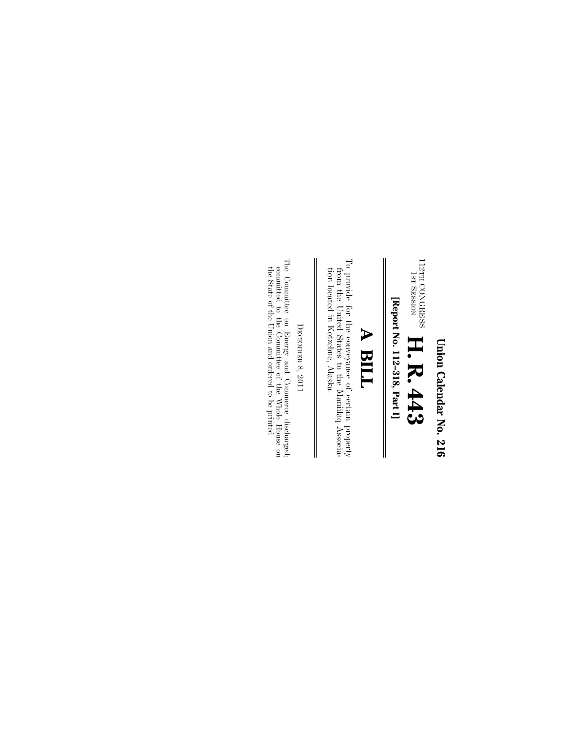**Union Calendar No. 216**

112TH CONGRESS
1ST SESSION

# H. R. 443

**[Report No. 112–318, Part I]**

# A BILL

To provide for the conveyance of certain property from the United States to the Maniilaq Association located in Kotzebue, Alaska.

DECEMBER 8, 2011

The Committee on Energy and Commerce discharged; committed to the Committee of the Whole House on the State of the Union and ordered to be printed